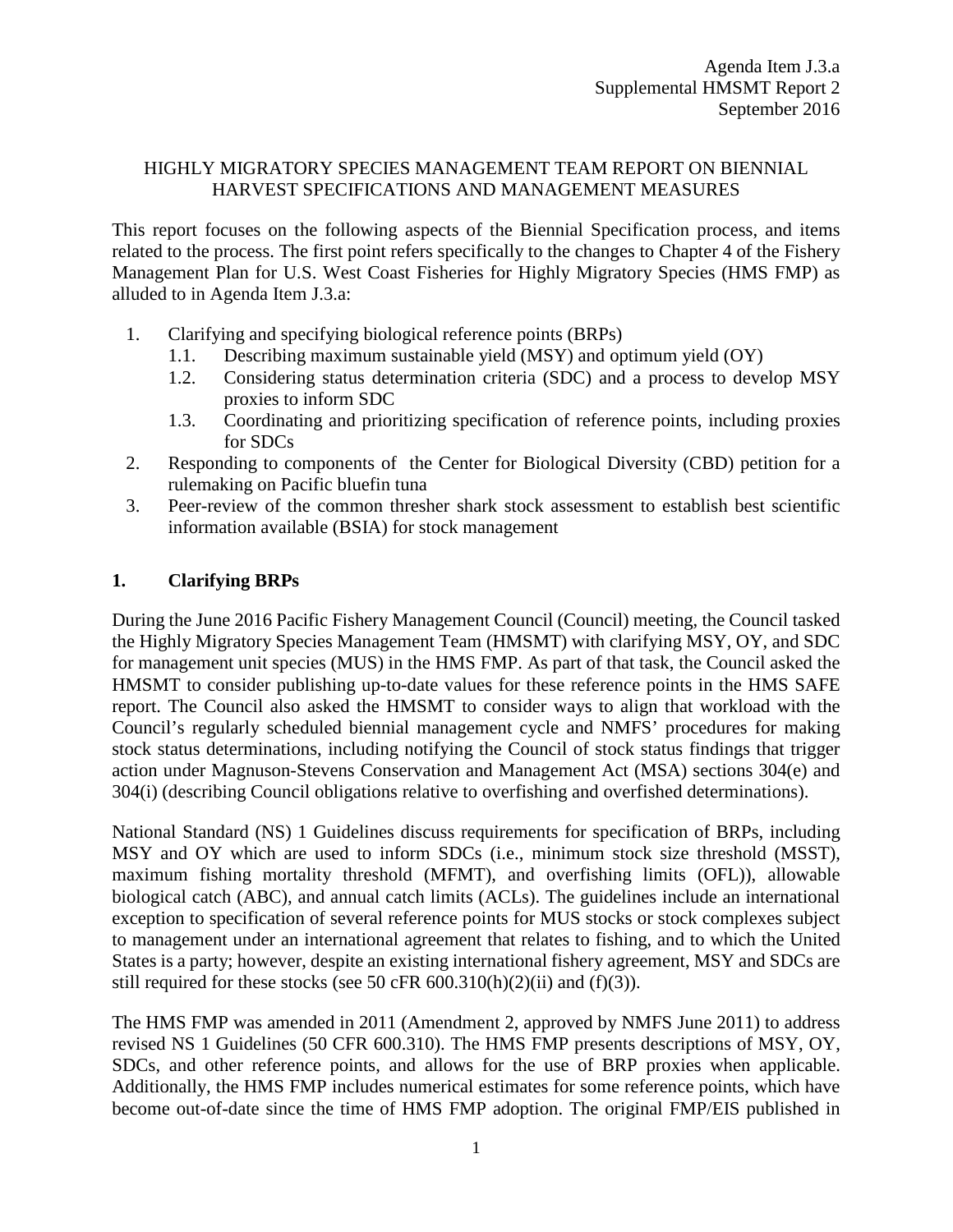Agenda Item J.3.a
Supplemental HMSMT Report 2
September 2016

# HIGHLY MIGRATORY SPECIES MANAGEMENT TEAM REPORT ON BIENNIAL HARVEST SPECIFICATIONS AND MANAGEMENT MEASURES

This report focuses on the following aspects of the Biennial Specification process, and items related to the process. The first point refers specifically to the changes to Chapter 4 of the Fishery Management Plan for U.S. West Coast Fisheries for Highly Migratory Species (HMS FMP) as alluded to in Agenda Item J.3.a:

1. Clarifying and specifying biological reference points (BRPs)
   1.1. Describing maximum sustainable yield (MSY) and optimum yield (OY)
   1.2. Considering status determination criteria (SDC) and a process to develop MSY proxies to inform SDC
   1.3. Coordinating and prioritizing specification of reference points, including proxies for SDCs
2. Responding to components of the Center for Biological Diversity (CBD) petition for a rulemaking on Pacific bluefin tuna
3. Peer-review of the common thresher shark stock assessment to establish best scientific information available (BSIA) for stock management

## 1. Clarifying BRPs

During the June 2016 Pacific Fishery Management Council (Council) meeting, the Council tasked the Highly Migratory Species Management Team (HMSMT) with clarifying MSY, OY, and SDC for management unit species (MUS) in the HMS FMP. As part of that task, the Council asked the HMSMT to consider publishing up-to-date values for these reference points in the HMS SAFE report. The Council also asked the HMSMT to consider ways to align that workload with the Council's regularly scheduled biennial management cycle and NMFS' procedures for making stock status determinations, including notifying the Council of stock status findings that trigger action under Magnuson-Stevens Conservation and Management Act (MSA) sections 304(e) and 304(i) (describing Council obligations relative to overfishing and overfished determinations).

National Standard (NS) 1 Guidelines discuss requirements for specification of BRPs, including MSY and OY which are used to inform SDCs (i.e., minimum stock size threshold (MSST), maximum fishing mortality threshold (MFMT), and overfishing limits (OFL)), allowable biological catch (ABC), and annual catch limits (ACLs). The guidelines include an international exception to specification of several reference points for MUS stocks or stock complexes subject to management under an international agreement that relates to fishing, and to which the United States is a party; however, despite an existing international fishery agreement, MSY and SDCs are still required for these stocks (see 50 cFR 600.310(h)(2)(ii) and (f)(3)).

The HMS FMP was amended in 2011 (Amendment 2, approved by NMFS June 2011) to address revised NS 1 Guidelines (50 CFR 600.310). The HMS FMP presents descriptions of MSY, OY, SDCs, and other reference points, and allows for the use of BRP proxies when applicable. Additionally, the HMS FMP includes numerical estimates for some reference points, which have become out-of-date since the time of HMS FMP adoption. The original FMP/EIS published in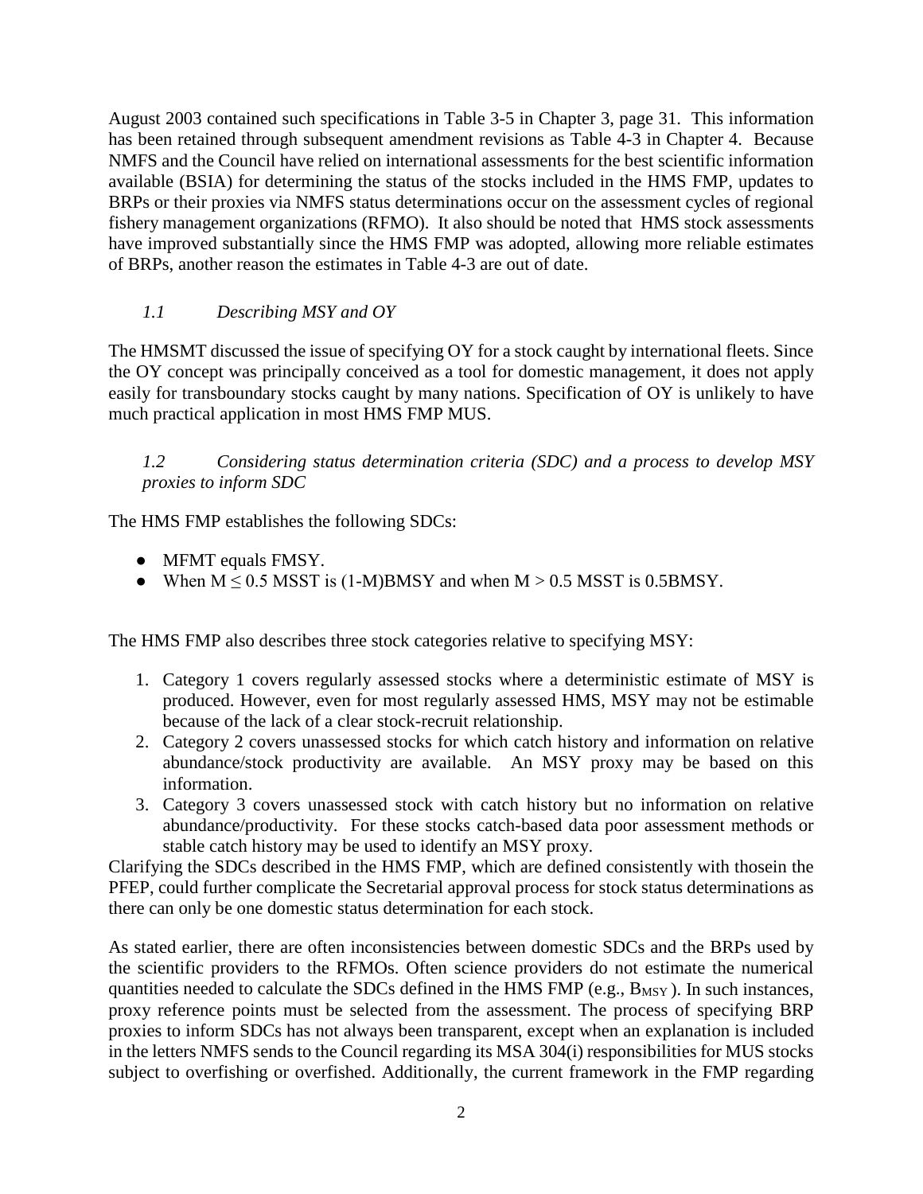August 2003 contained such specifications in Table 3-5 in Chapter 3, page 31. This information has been retained through subsequent amendment revisions as Table 4-3 in Chapter 4. Because NMFS and the Council have relied on international assessments for the best scientific information available (BSIA) for determining the status of the stocks included in the HMS FMP, updates to BRPs or their proxies via NMFS status determinations occur on the assessment cycles of regional fishery management organizations (RFMO). It also should be noted that HMS stock assessments have improved substantially since the HMS FMP was adopted, allowing more reliable estimates of BRPs, another reason the estimates in Table 4-3 are out of date.

### *1.1 Describing MSY and OY*

The HMSMT discussed the issue of specifying OY for a stock caught by international fleets. Since the OY concept was principally conceived as a tool for domestic management, it does not apply easily for transboundary stocks caught by many nations. Specification of OY is unlikely to have much practical application in most HMS FMP MUS.

### *1.2 Considering status determination criteria (SDC) and a process to develop MSY proxies to inform SDC*

The HMS FMP establishes the following SDCs:

- MFMT equals FMSY.
- When $M \leq 0.5$ MSST is (1-M)BMSY and when $M > 0.5$ MSST is 0.5BMSY.

The HMS FMP also describes three stock categories relative to specifying MSY:

1. Category 1 covers regularly assessed stocks where a deterministic estimate of MSY is produced. However, even for most regularly assessed HMS, MSY may not be estimable because of the lack of a clear stock-recruit relationship.
2. Category 2 covers unassessed stocks for which catch history and information on relative abundance/stock productivity are available. An MSY proxy may be based on this information.
3. Category 3 covers unassessed stock with catch history but no information on relative abundance/productivity. For these stocks catch-based data poor assessment methods or stable catch history may be used to identify an MSY proxy.

Clarifying the SDCs described in the HMS FMP, which are defined consistently with thosein the PFEP, could further complicate the Secretarial approval process for stock status determinations as there can only be one domestic status determination for each stock.

As stated earlier, there are often inconsistencies between domestic SDCs and the BRPs used by the scientific providers to the RFMOs. Often science providers do not estimate the numerical quantities needed to calculate the SDCs defined in the HMS FMP (e.g., $B_{MSY}$ ). In such instances, proxy reference points must be selected from the assessment. The process of specifying BRP proxies to inform SDCs has not always been transparent, except when an explanation is included in the letters NMFS sends to the Council regarding its MSA 304(i) responsibilities for MUS stocks subject to overfishing or overfished. Additionally, the current framework in the FMP regarding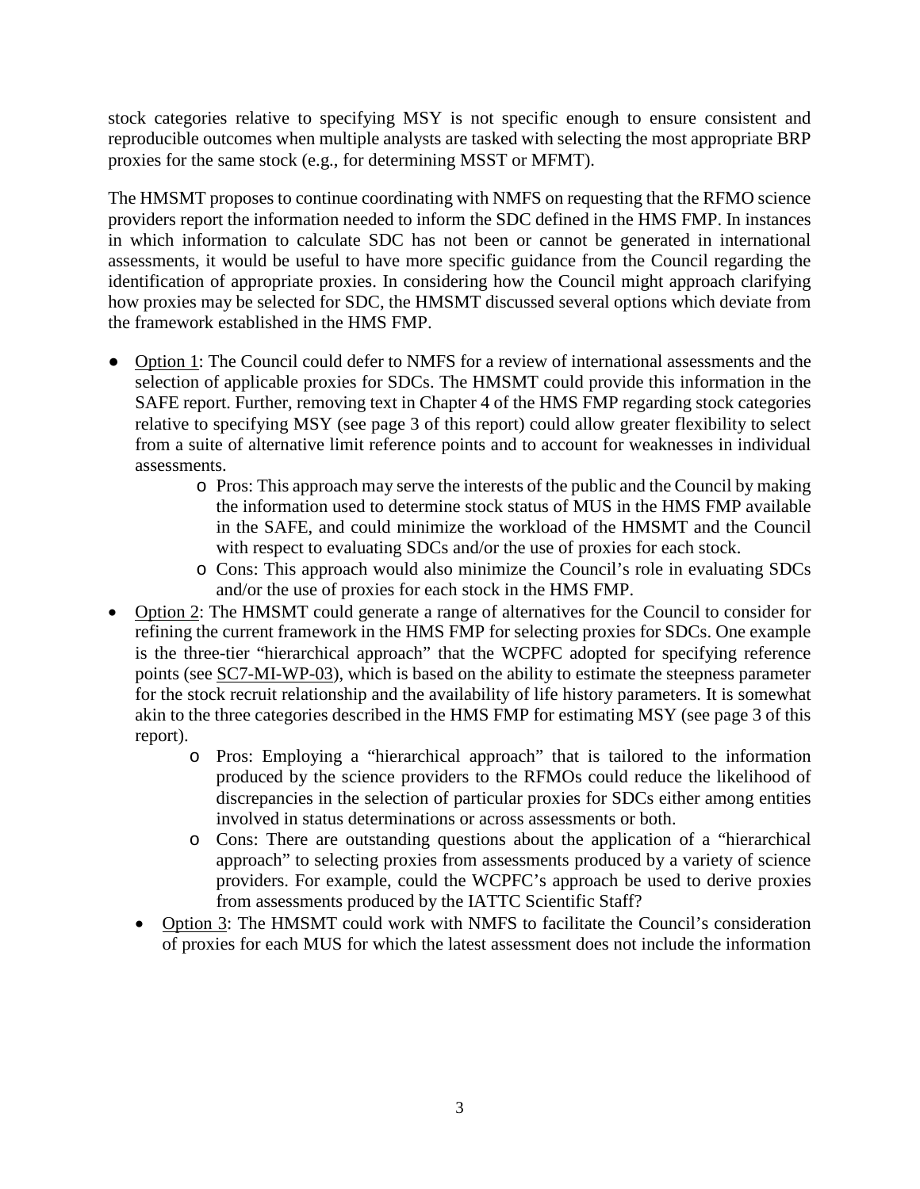stock categories relative to specifying MSY is not specific enough to ensure consistent and reproducible outcomes when multiple analysts are tasked with selecting the most appropriate BRP proxies for the same stock (e.g., for determining MSST or MFMT).

The HMSMT proposes to continue coordinating with NMFS on requesting that the RFMO science providers report the information needed to inform the SDC defined in the HMS FMP. In instances in which information to calculate SDC has not been or cannot be generated in international assessments, it would be useful to have more specific guidance from the Council regarding the identification of appropriate proxies. In considering how the Council might approach clarifying how proxies may be selected for SDC, the HMSMT discussed several options which deviate from the framework established in the HMS FMP.

- Option 1: The Council could defer to NMFS for a review of international assessments and the selection of applicable proxies for SDCs. The HMSMT could provide this information in the SAFE report. Further, removing text in Chapter 4 of the HMS FMP regarding stock categories relative to specifying MSY (see page 3 of this report) could allow greater flexibility to select from a suite of alternative limit reference points and to account for weaknesses in individual assessments.
    - Pros: This approach may serve the interests of the public and the Council by making the information used to determine stock status of MUS in the HMS FMP available in the SAFE, and could minimize the workload of the HMSMT and the Council with respect to evaluating SDCs and/or the use of proxies for each stock.
    - Cons: This approach would also minimize the Council's role in evaluating SDCs and/or the use of proxies for each stock in the HMS FMP.
- Option 2: The HMSMT could generate a range of alternatives for the Council to consider for refining the current framework in the HMS FMP for selecting proxies for SDCs. One example is the three-tier "hierarchical approach" that the WCPFC adopted for specifying reference points (see SC7-MI-WP-03), which is based on the ability to estimate the steepness parameter for the stock recruit relationship and the availability of life history parameters. It is somewhat akin to the three categories described in the HMS FMP for estimating MSY (see page 3 of this report).
    - Pros: Employing a "hierarchical approach" that is tailored to the information produced by the science providers to the RFMOs could reduce the likelihood of discrepancies in the selection of particular proxies for SDCs either among entities involved in status determinations or across assessments or both.
    - Cons: There are outstanding questions about the application of a "hierarchical approach" to selecting proxies from assessments produced by a variety of science providers. For example, could the WCPFC's approach be used to derive proxies from assessments produced by the IATTC Scientific Staff?
- Option 3: The HMSMT could work with NMFS to facilitate the Council's consideration of proxies for each MUS for which the latest assessment does not include the information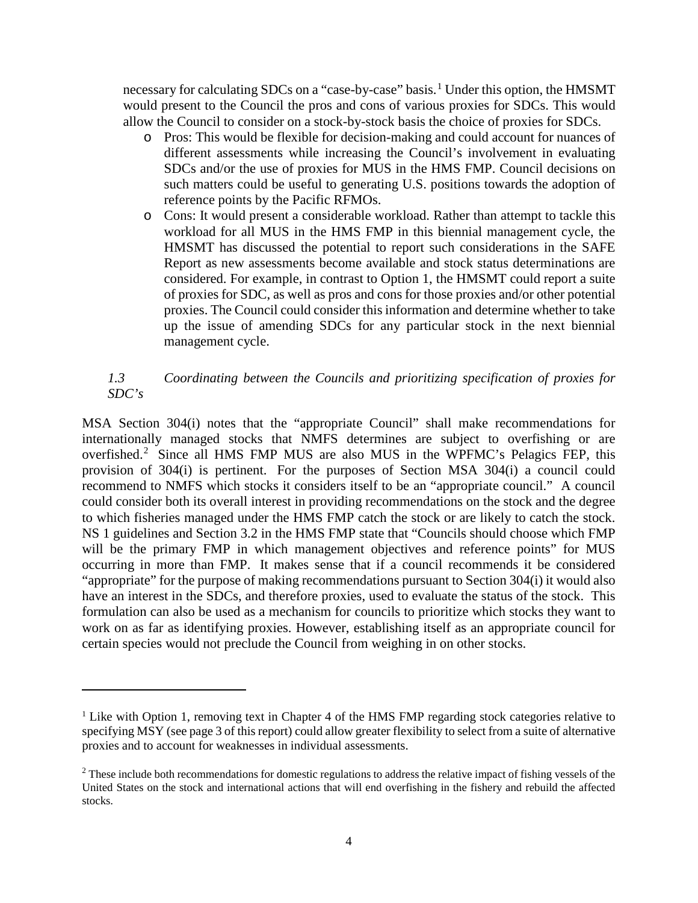necessary for calculating SDCs on a "case-by-case" basis.[1] Under this option, the HMSMT would present to the Council the pros and cons of various proxies for SDCs. This would allow the Council to consider on a stock-by-stock basis the choice of proxies for SDCs.

- Pros: This would be flexible for decision-making and could account for nuances of different assessments while increasing the Council's involvement in evaluating SDCs and/or the use of proxies for MUS in the HMS FMP. Council decisions on such matters could be useful to generating U.S. positions towards the adoption of reference points by the Pacific RFMOs.
- Cons: It would present a considerable workload. Rather than attempt to tackle this workload for all MUS in the HMS FMP in this biennial management cycle, the HMSMT has discussed the potential to report such considerations in the SAFE Report as new assessments become available and stock status determinations are considered. For example, in contrast to Option 1, the HMSMT could report a suite of proxies for SDC, as well as pros and cons for those proxies and/or other potential proxies. The Council could consider this information and determine whether to take up the issue of amending SDCs for any particular stock in the next biennial management cycle.

### *1.3 Coordinating between the Councils and prioritizing specification of proxies for SDC's*

MSA Section 304(i) notes that the "appropriate Council" shall make recommendations for internationally managed stocks that NMFS determines are subject to overfishing or are overfished.[2] Since all HMS FMP MUS are also MUS in the WPFMC's Pelagics FEP, this provision of 304(i) is pertinent. For the purposes of Section MSA 304(i) a council could recommend to NMFS which stocks it considers itself to be an "appropriate council." A council could consider both its overall interest in providing recommendations on the stock and the degree to which fisheries managed under the HMS FMP catch the stock or are likely to catch the stock. NS 1 guidelines and Section 3.2 in the HMS FMP state that "Councils should choose which FMP will be the primary FMP in which management objectives and reference points" for MUS occurring in more than FMP. It makes sense that if a council recommends it be considered "appropriate" for the purpose of making recommendations pursuant to Section 304(i) it would also have an interest in the SDCs, and therefore proxies, used to evaluate the status of the stock. This formulation can also be used as a mechanism for councils to prioritize which stocks they want to work on as far as identifying proxies. However, establishing itself as an appropriate council for certain species would not preclude the Council from weighing in on other stocks.

---

[1] Like with Option 1, removing text in Chapter 4 of the HMS FMP regarding stock categories relative to specifying MSY (see page 3 of this report) could allow greater flexibility to select from a suite of alternative proxies and to account for weaknesses in individual assessments.

[2] These include both recommendations for domestic regulations to address the relative impact of fishing vessels of the United States on the stock and international actions that will end overfishing in the fishery and rebuild the affected stocks.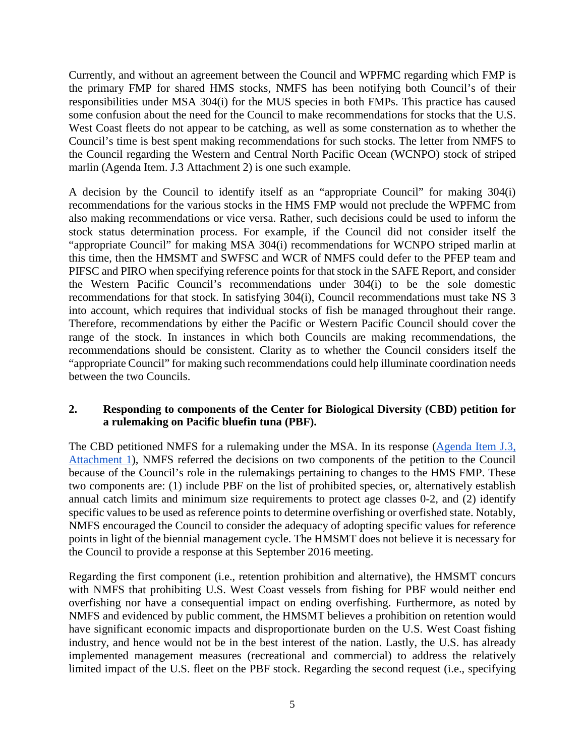Currently, and without an agreement between the Council and WPFMC regarding which FMP is the primary FMP for shared HMS stocks, NMFS has been notifying both Council's of their responsibilities under MSA 304(i) for the MUS species in both FMPs. This practice has caused some confusion about the need for the Council to make recommendations for stocks that the U.S. West Coast fleets do not appear to be catching, as well as some consternation as to whether the Council's time is best spent making recommendations for such stocks. The letter from NMFS to the Council regarding the Western and Central North Pacific Ocean (WCNPO) stock of striped marlin (Agenda Item. J.3 Attachment 2) is one such example.

A decision by the Council to identify itself as an "appropriate Council" for making 304(i) recommendations for the various stocks in the HMS FMP would not preclude the WPFMC from also making recommendations or vice versa. Rather, such decisions could be used to inform the stock status determination process. For example, if the Council did not consider itself the "appropriate Council" for making MSA 304(i) recommendations for WCNPO striped marlin at this time, then the HMSMT and SWFSC and WCR of NMFS could defer to the PFEP team and PIFSC and PIRO when specifying reference points for that stock in the SAFE Report, and consider the Western Pacific Council's recommendations under 304(i) to be the sole domestic recommendations for that stock. In satisfying 304(i), Council recommendations must take NS 3 into account, which requires that individual stocks of fish be managed throughout their range. Therefore, recommendations by either the Pacific or Western Pacific Council should cover the range of the stock. In instances in which both Councils are making recommendations, the recommendations should be consistent. Clarity as to whether the Council considers itself the "appropriate Council" for making such recommendations could help illuminate coordination needs between the two Councils.

**2. Responding to components of the Center for Biological Diversity (CBD) petition for a rulemaking on Pacific bluefin tuna (PBF).**

The CBD petitioned NMFS for a rulemaking under the MSA. In its response (Agenda Item J.3, Attachment 1), NMFS referred the decisions on two components of the petition to the Council because of the Council's role in the rulemakings pertaining to changes to the HMS FMP. These two components are: (1) include PBF on the list of prohibited species, or, alternatively establish annual catch limits and minimum size requirements to protect age classes 0-2, and (2) identify specific values to be used as reference points to determine overfishing or overfished state. Notably, NMFS encouraged the Council to consider the adequacy of adopting specific values for reference points in light of the biennial management cycle. The HMSMT does not believe it is necessary for the Council to provide a response at this September 2016 meeting.

Regarding the first component (i.e., retention prohibition and alternative), the HMSMT concurs with NMFS that prohibiting U.S. West Coast vessels from fishing for PBF would neither end overfishing nor have a consequential impact on ending overfishing. Furthermore, as noted by NMFS and evidenced by public comment, the HMSMT believes a prohibition on retention would have significant economic impacts and disproportionate burden on the U.S. West Coast fishing industry, and hence would not be in the best interest of the nation. Lastly, the U.S. has already implemented management measures (recreational and commercial) to address the relatively limited impact of the U.S. fleet on the PBF stock. Regarding the second request (i.e., specifying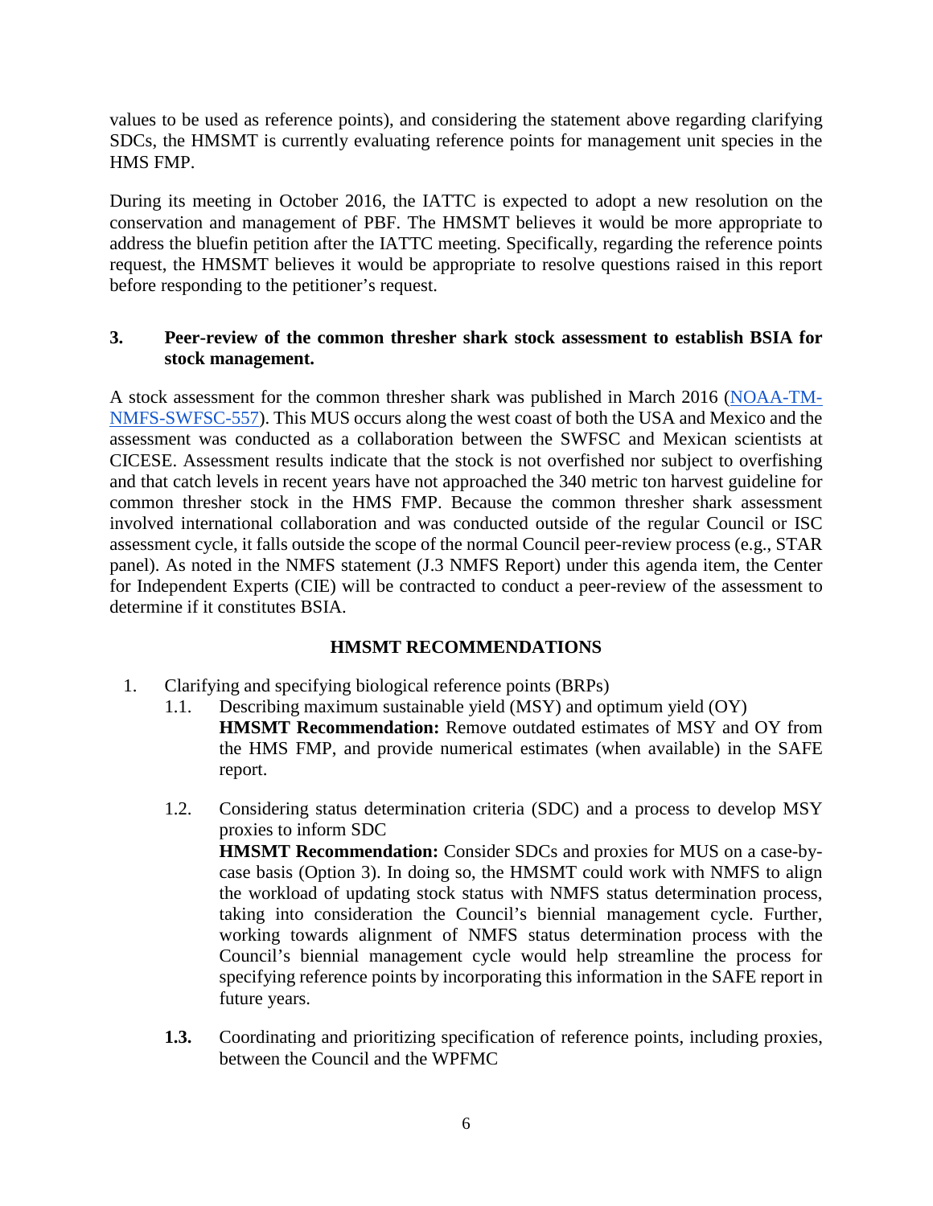values to be used as reference points), and considering the statement above regarding clarifying SDCs, the HMSMT is currently evaluating reference points for management unit species in the HMS FMP.

During its meeting in October 2016, the IATTC is expected to adopt a new resolution on the conservation and management of PBF. The HMSMT believes it would be more appropriate to address the bluefin petition after the IATTC meeting. Specifically, regarding the reference points request, the HMSMT believes it would be appropriate to resolve questions raised in this report before responding to the petitioner's request.

**3. Peer-review of the common thresher shark stock assessment to establish BSIA for stock management.**

A stock assessment for the common thresher shark was published in March 2016 (NOAA-TM-NMFS-SWFSC-557). This MUS occurs along the west coast of both the USA and Mexico and the assessment was conducted as a collaboration between the SWFSC and Mexican scientists at CICESE. Assessment results indicate that the stock is not overfished nor subject to overfishing and that catch levels in recent years have not approached the 340 metric ton harvest guideline for common thresher stock in the HMS FMP. Because the common thresher shark assessment involved international collaboration and was conducted outside of the regular Council or ISC assessment cycle, it falls outside the scope of the normal Council peer-review process (e.g., STAR panel). As noted in the NMFS statement (J.3 NMFS Report) under this agenda item, the Center for Independent Experts (CIE) will be contracted to conduct a peer-review of the assessment to determine if it constitutes BSIA.

## HMSMT RECOMMENDATIONS

1. Clarifying and specifying biological reference points (BRPs)
   1.1. Describing maximum sustainable yield (MSY) and optimum yield (OY)
   **HMSMT Recommendation:** Remove outdated estimates of MSY and OY from the HMS FMP, and provide numerical estimates (when available) in the SAFE report.

   1.2. Considering status determination criteria (SDC) and a process to develop MSY proxies to inform SDC
   **HMSMT Recommendation:** Consider SDCs and proxies for MUS on a case-by-case basis (Option 3). In doing so, the HMSMT could work with NMFS to align the workload of updating stock status with NMFS status determination process, taking into consideration the Council's biennial management cycle. Further, working towards alignment of NMFS status determination process with the Council's biennial management cycle would help streamline the process for specifying reference points by incorporating this information in the SAFE report in future years.

   **1.3.** Coordinating and prioritizing specification of reference points, including proxies, between the Council and the WPFMC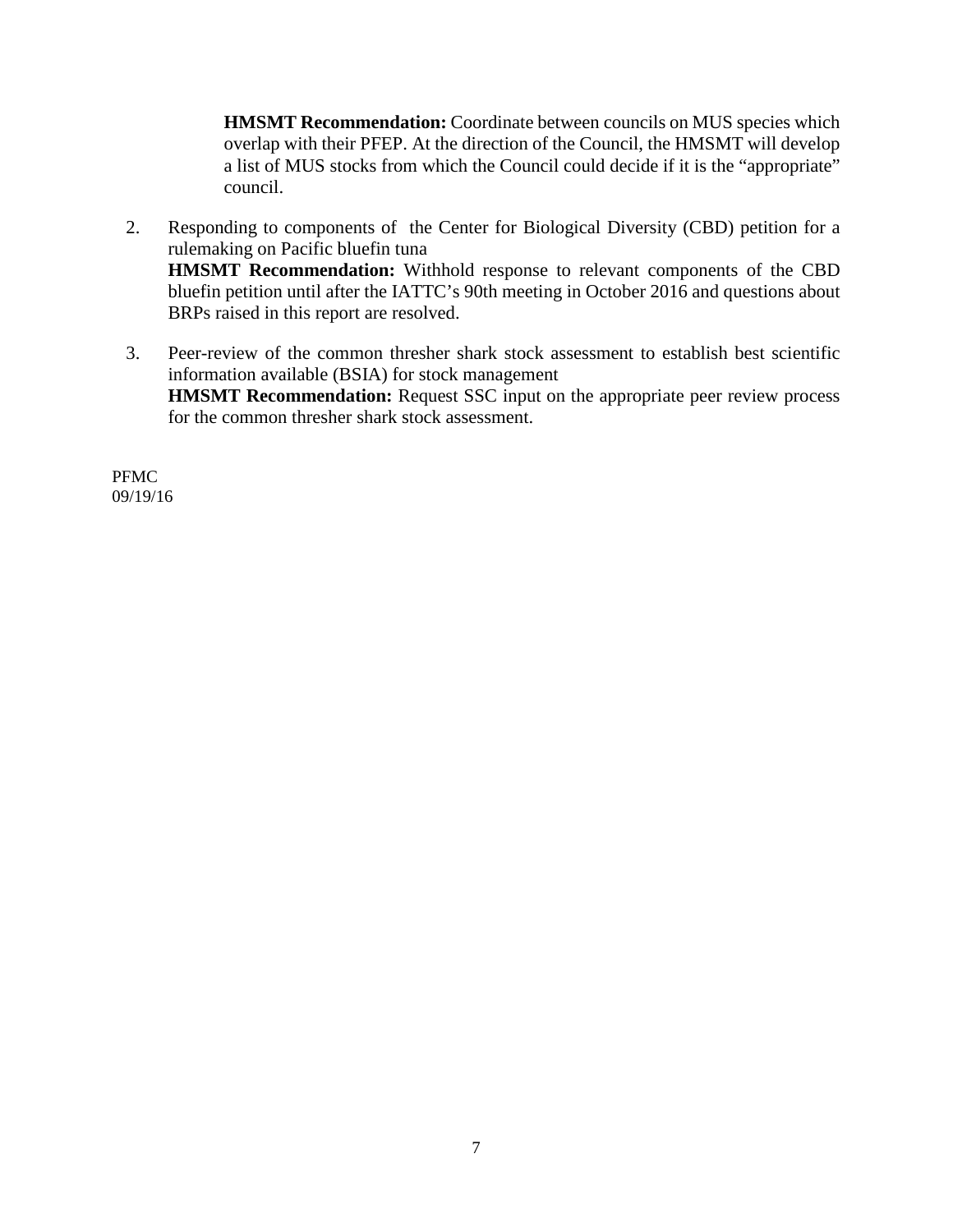**HMSMT Recommendation:** Coordinate between councils on MUS species which overlap with their PFEP. At the direction of the Council, the HMSMT will develop a list of MUS stocks from which the Council could decide if it is the "appropriate" council.

2. Responding to components of the Center for Biological Diversity (CBD) petition for a rulemaking on Pacific bluefin tuna
   **HMSMT Recommendation:** Withhold response to relevant components of the CBD bluefin petition until after the IATTC's 90th meeting in October 2016 and questions about BRPs raised in this report are resolved.

3. Peer-review of the common thresher shark stock assessment to establish best scientific information available (BSIA) for stock management
   **HMSMT Recommendation:** Request SSC input on the appropriate peer review process for the common thresher shark stock assessment.

PFMC
09/19/16